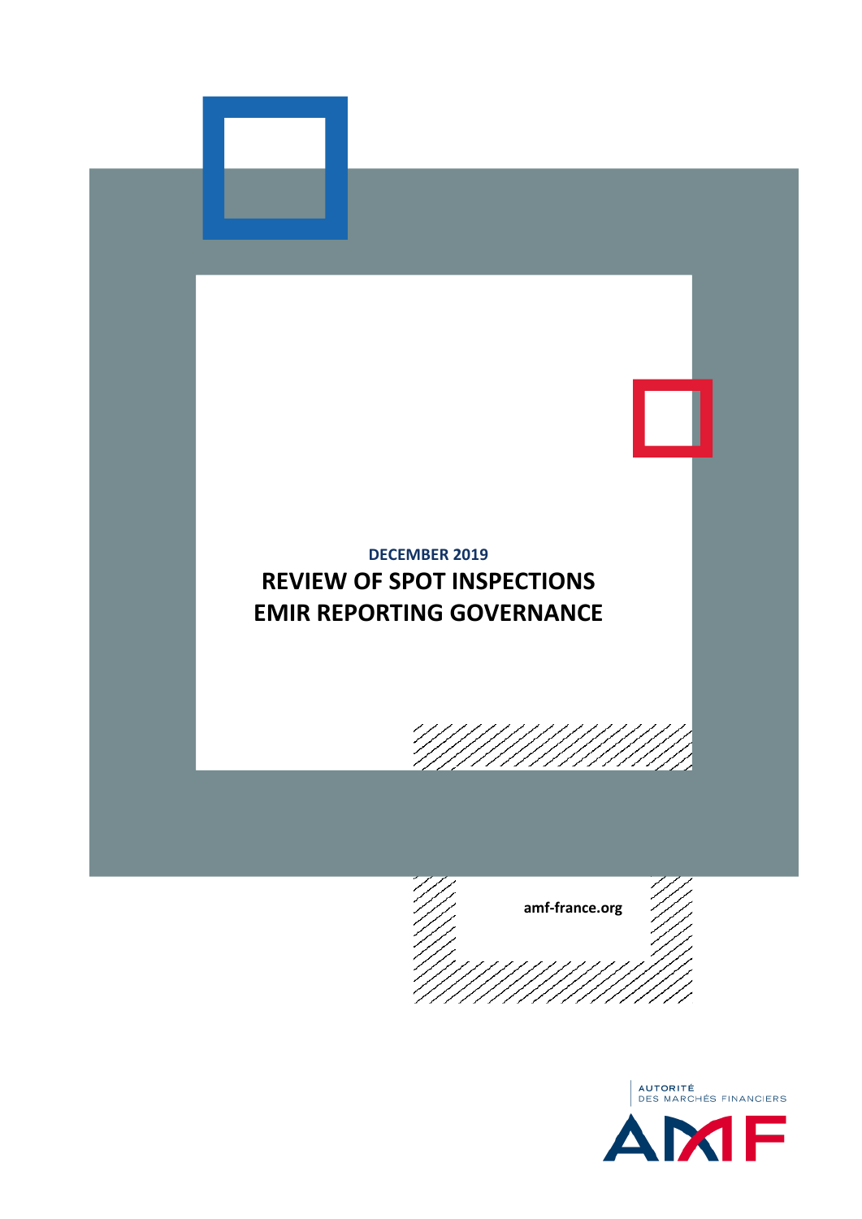DECEMBER 2019

# REVIEW OF SPOT INSPECTIONS EMIR REPORTING GOVERNANCE

amf-france.org

AUTORITÉ DES MARCHÉS FINANCIERS

AMF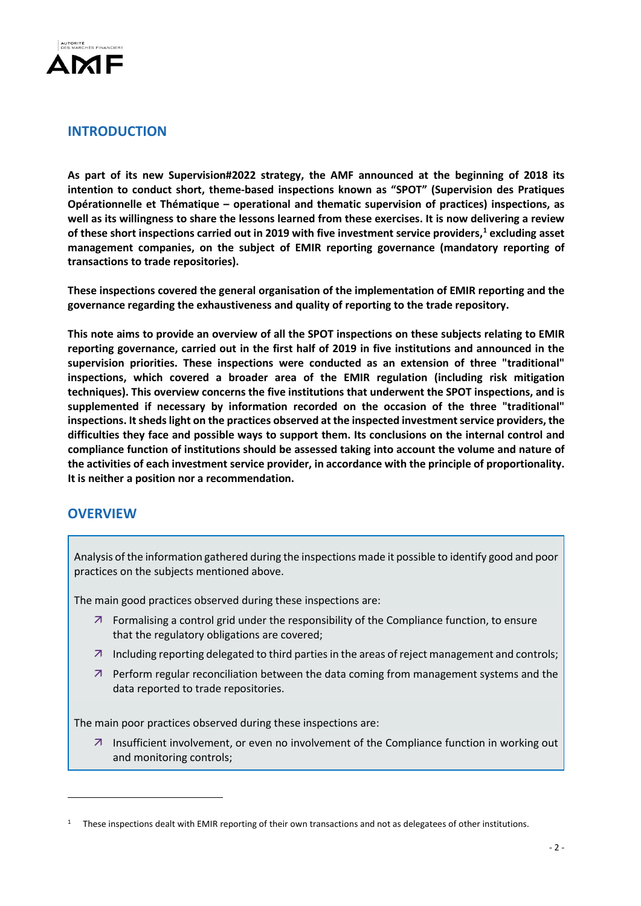## INTRODUCTION

**As part of its new Supervision#2022 strategy, the AMF announced at the beginning of 2018 its intention to conduct short, theme-based inspections known as "SPOT" (Supervision des Pratiques Opérationnelle et Thématique – operational and thematic supervision of practices) inspections, as well as its willingness to share the lessons learned from these exercises. It is now delivering a review of these short inspections carried out in 2019 with five investment service providers,[1] excluding asset management companies, on the subject of EMIR reporting governance (mandatory reporting of transactions to trade repositories).**

**These inspections covered the general organisation of the implementation of EMIR reporting and the governance regarding the exhaustiveness and quality of reporting to the trade repository.**

**This note aims to provide an overview of all the SPOT inspections on these subjects relating to EMIR reporting governance, carried out in the first half of 2019 in five institutions and announced in the supervision priorities. These inspections were conducted as an extension of three "traditional" inspections, which covered a broader area of the EMIR regulation (including risk mitigation techniques). This overview concerns the five institutions that underwent the SPOT inspections, and is supplemented if necessary by information recorded on the occasion of the three "traditional" inspections. It sheds light on the practices observed at the inspected investment service providers, the difficulties they face and possible ways to support them. Its conclusions on the internal control and compliance function of institutions should be assessed taking into account the volume and nature of the activities of each investment service provider, in accordance with the principle of proportionality. It is neither a position nor a recommendation.**

## OVERVIEW

Analysis of the information gathered during the inspections made it possible to identify good and poor practices on the subjects mentioned above.

The main good practices observed during these inspections are:

- Formalising a control grid under the responsibility of the Compliance function, to ensure that the regulatory obligations are covered;
- Including reporting delegated to third parties in the areas of reject management and controls;
- Perform regular reconciliation between the data coming from management systems and the data reported to trade repositories.

The main poor practices observed during these inspections are:

- Insufficient involvement, or even no involvement of the Compliance function in working out and monitoring controls;

[1] These inspections dealt with EMIR reporting of their own transactions and not as delegatees of other institutions.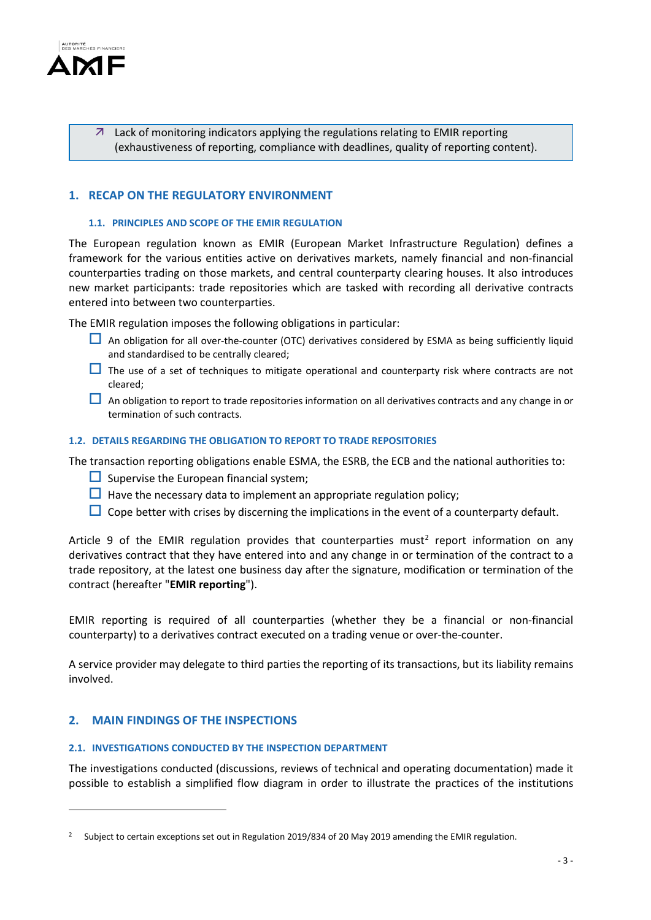↗ Lack of monitoring indicators applying the regulations relating to EMIR reporting (exhaustiveness of reporting, compliance with deadlines, quality of reporting content).

## 1. RECAP ON THE REGULATORY ENVIRONMENT

### 1.1. PRINCIPLES AND SCOPE OF THE EMIR REGULATION

The European regulation known as EMIR (European Market Infrastructure Regulation) defines a framework for the various entities active on derivatives markets, namely financial and non-financial counterparties trading on those markets, and central counterparty clearing houses. It also introduces new market participants: trade repositories which are tasked with recording all derivative contracts entered into between two counterparties.

The EMIR regulation imposes the following obligations in particular:

- An obligation for all over-the-counter (OTC) derivatives considered by ESMA as being sufficiently liquid and standardised to be centrally cleared;
- The use of a set of techniques to mitigate operational and counterparty risk where contracts are not cleared;
- An obligation to report to trade repositories information on all derivatives contracts and any change in or termination of such contracts.

### 1.2. DETAILS REGARDING THE OBLIGATION TO REPORT TO TRADE REPOSITORIES

The transaction reporting obligations enable ESMA, the ESRB, the ECB and the national authorities to:

- Supervise the European financial system;
- Have the necessary data to implement an appropriate regulation policy;
- Cope better with crises by discerning the implications in the event of a counterparty default.

Article 9 of the EMIR regulation provides that counterparties must[2] report information on any derivatives contract that they have entered into and any change in or termination of the contract to a trade repository, at the latest one business day after the signature, modification or termination of the contract (hereafter "**EMIR reporting**").

EMIR reporting is required of all counterparties (whether they be a financial or non-financial counterparty) to a derivatives contract executed on a trading venue or over-the-counter.

A service provider may delegate to third parties the reporting of its transactions, but its liability remains involved.

## 2. MAIN FINDINGS OF THE INSPECTIONS

### 2.1. INVESTIGATIONS CONDUCTED BY THE INSPECTION DEPARTMENT

The investigations conducted (discussions, reviews of technical and operating documentation) made it possible to establish a simplified flow diagram in order to illustrate the practices of the institutions

[2] Subject to certain exceptions set out in Regulation 2019/834 of 20 May 2019 amending the EMIR regulation.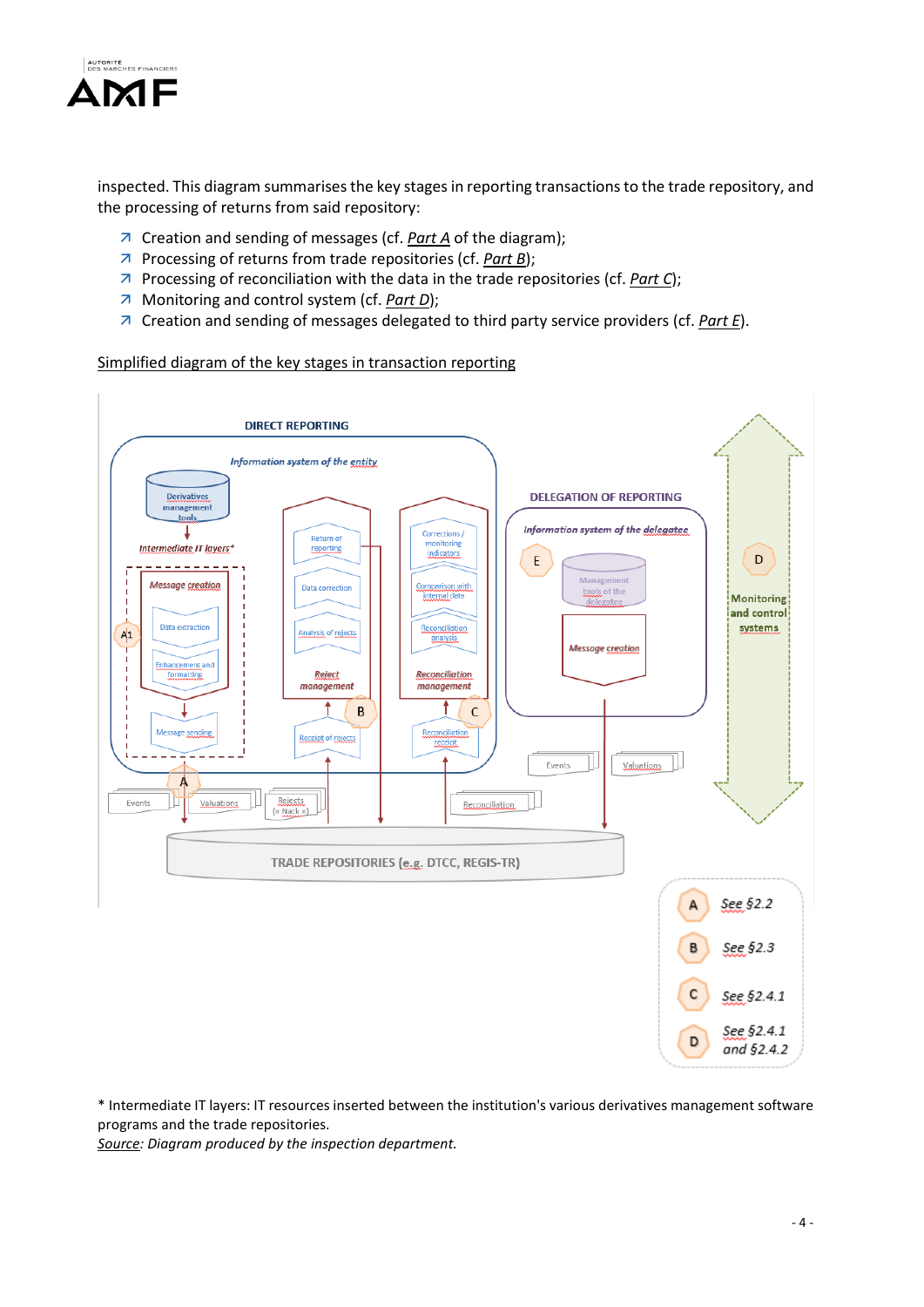inspected. This diagram summarises the key stages in reporting transactions to the trade repository, and the processing of returns from said repository:

- Creation and sending of messages (cf. *Part A* of the diagram);
- Processing of returns from trade repositories (cf. *Part B*);
- Processing of reconciliation with the data in the trade repositories (cf. *Part C*);
- Monitoring and control system (cf. *Part D*);
- Creation and sending of messages delegated to third party service providers (cf. *Part E*).

Simplified diagram of the key stages in transaction reporting

DIRECT REPORTING

*Information system of the entity*

Derivatives management tools

*Intermediate IT layers**

*Message creation*: Data extraction; Enhancement and formatting

A1

Message sending

A

Return of reporting; Data correction; Analysis of rejects

*Reject management*

B

Receipt of rejects

Corrections / monitoring indicators; Comparison with internal data; Reconciliation analysis

*Reconciliation management*

C

Reconciliation receipt

DELEGATION OF REPORTING

*Information system of the delegatee*

E

Management tools of the delegatee

*Message creation*

D

Monitoring and control systems

Events; Valuations; Rejects (« Nack »); Reconciliation; Events; Valuations

TRADE REPOSITORIES (e.g. DTCC, REGIS-TR)

A: *See §2.2*

B: *See §2.3*

C: *See §2.4.1*

D: *See §2.4.1 and §2.4.2*

\* Intermediate IT layers: IT resources inserted between the institution's various derivatives management software programs and the trade repositories.

*Source: Diagram produced by the inspection department.*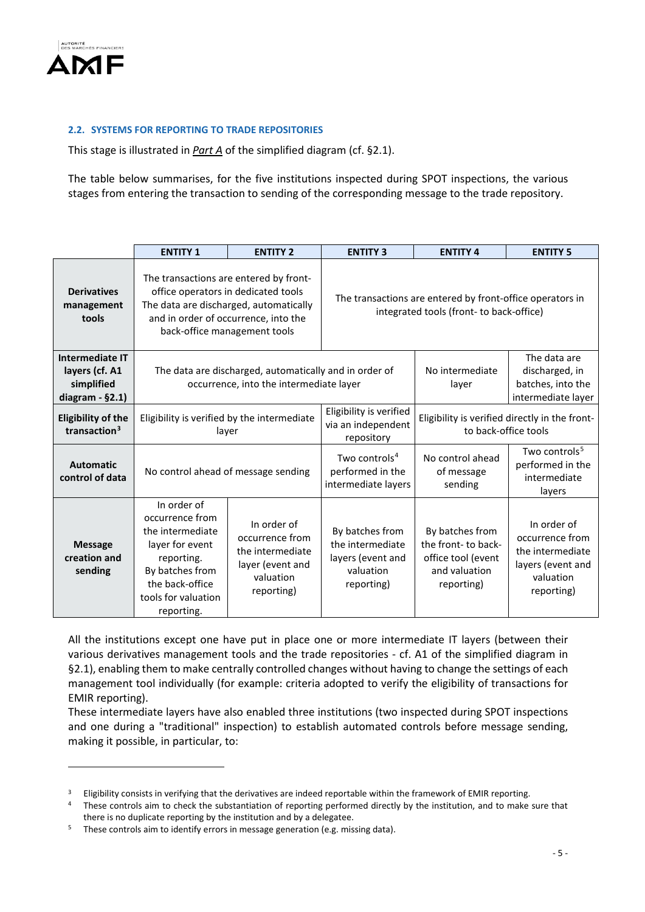### 2.2. SYSTEMS FOR REPORTING TO TRADE REPOSITORIES

This stage is illustrated in *Part A* of the simplified diagram (cf. §2.1).

The table below summarises, for the five institutions inspected during SPOT inspections, the various stages from entering the transaction to sending of the corresponding message to the trade repository.

| | ENTITY 1 | ENTITY 2 | ENTITY 3 | ENTITY 4 | ENTITY 5 |
|---|---|---|---|---|---|
| **Derivatives management tools** | The transactions are entered by front-office operators in dedicated tools The data are discharged, automatically and in order of occurrence, into the back-office management tools | | The transactions are entered by front-office operators in integrated tools (front- to back-office) | | |
| **Intermediate IT layers (cf. A1 simplified diagram - §2.1)** | The data are discharged, automatically and in order of occurrence, into the intermediate layer | | | No intermediate layer | The data are discharged, in batches, into the intermediate layer |
| **Eligibility of the transaction[3]** | Eligibility is verified by the intermediate layer | | Eligibility is verified via an independent repository | Eligibility is verified directly in the front- to back-office tools | |
| **Automatic control of data** | No control ahead of message sending | | Two controls[4] performed in the intermediate layers | No control ahead of message sending | Two controls[5] performed in the intermediate layers |
| **Message creation and sending** | In order of occurrence from the intermediate layer for event reporting. By batches from the back-office tools for valuation reporting. | In order of occurrence from the intermediate layer (event and valuation reporting) | By batches from the intermediate layers (event and valuation reporting) | By batches from the front- to back-office tool (event and valuation reporting) | In order of occurrence from the intermediate layers (event and valuation reporting) |

All the institutions except one have put in place one or more intermediate IT layers (between their various derivatives management tools and the trade repositories - cf. A1 of the simplified diagram in §2.1), enabling them to make centrally controlled changes without having to change the settings of each management tool individually (for example: criteria adopted to verify the eligibility of transactions for EMIR reporting).
These intermediate layers have also enabled three institutions (two inspected during SPOT inspections and one during a "traditional" inspection) to establish automated controls before message sending, making it possible, in particular, to:

---

[3] Eligibility consists in verifying that the derivatives are indeed reportable within the framework of EMIR reporting.
[4] These controls aim to check the substantiation of reporting performed directly by the institution, and to make sure that there is no duplicate reporting by the institution and by a delegatee.
[5] These controls aim to identify errors in message generation (e.g. missing data).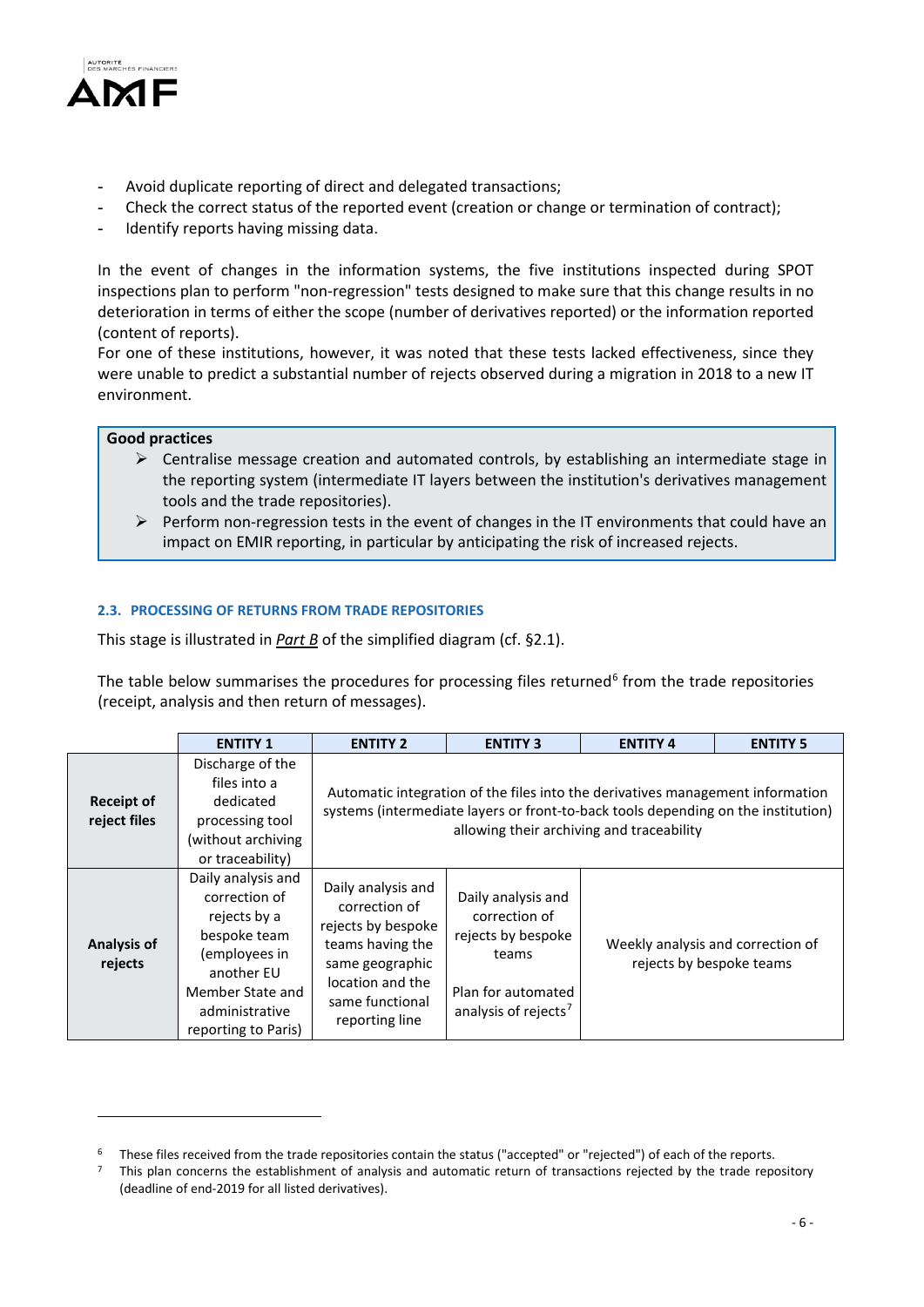- Avoid duplicate reporting of direct and delegated transactions;
- Check the correct status of the reported event (creation or change or termination of contract);
- Identify reports having missing data.

In the event of changes in the information systems, the five institutions inspected during SPOT inspections plan to perform "non-regression" tests designed to make sure that this change results in no deterioration in terms of either the scope (number of derivatives reported) or the information reported (content of reports).
For one of these institutions, however, it was noted that these tests lacked effectiveness, since they were unable to predict a substantial number of rejects observed during a migration in 2018 to a new IT environment.

**Good practices**

- Centralise message creation and automated controls, by establishing an intermediate stage in the reporting system (intermediate IT layers between the institution's derivatives management tools and the trade repositories).
- Perform non-regression tests in the event of changes in the IT environments that could have an impact on EMIR reporting, in particular by anticipating the risk of increased rejects.

#### 2.3. PROCESSING OF RETURNS FROM TRADE REPOSITORIES

This stage is illustrated in ***Part B*** of the simplified diagram (cf. §2.1).

The table below summarises the procedures for processing files returned[6] from the trade repositories (receipt, analysis and then return of messages).

| | ENTITY 1 | ENTITY 2 | ENTITY 3 | ENTITY 4 | ENTITY 5 |
|---|---|---|---|---|---|
| **Receipt of reject files** | Discharge of the files into a dedicated processing tool (without archiving or traceability) | Automatic integration of the files into the derivatives management information systems (intermediate layers or front-to-back tools depending on the institution) allowing their archiving and traceability | | | |
| **Analysis of rejects** | Daily analysis and correction of rejects by a bespoke team (employees in another EU Member State and administrative reporting to Paris) | Daily analysis and correction of rejects by bespoke teams having the same geographic location and the same functional reporting line | Daily analysis and correction of rejects by bespoke teams<br><br>Plan for automated analysis of rejects[7] | Weekly analysis and correction of rejects by bespoke teams | |

[6] These files received from the trade repositories contain the status ("accepted" or "rejected") of each of the reports.

[7] This plan concerns the establishment of analysis and automatic return of transactions rejected by the trade repository (deadline of end-2019 for all listed derivatives).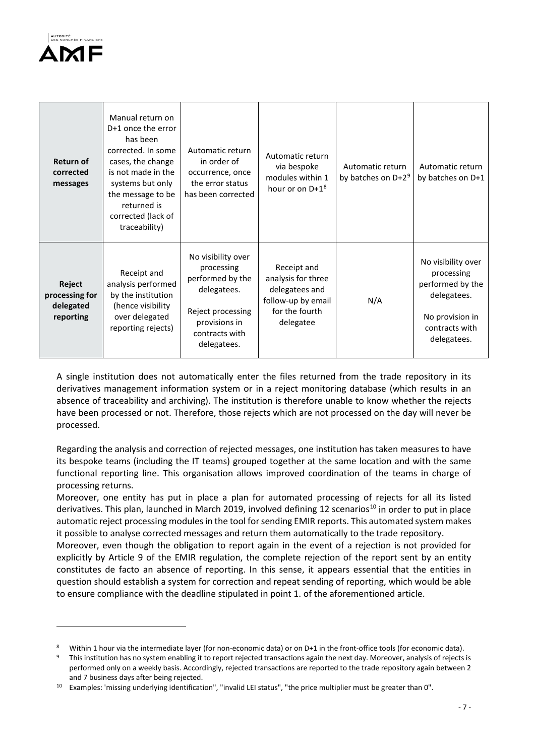| **Return of corrected messages** | Manual return on D+1 once the error has been corrected. In some cases, the change is not made in the systems but only the message to be returned is corrected (lack of traceability) | Automatic return in order of occurrence, once the error status has been corrected | Automatic return via bespoke modules within 1 hour or on D+1[8] | Automatic return by batches on D+2[9] | Automatic return by batches on D+1 |
|---|---|---|---|---|---|
| **Reject processing for delegated reporting** | Receipt and analysis performed by the institution (hence visibility over delegated reporting rejects) | No visibility over processing performed by the delegatees. Reject processing provisions in contracts with delegatees. | Receipt and analysis for three delegatees and follow-up by email for the fourth delegatee | N/A | No visibility over processing performed by the delegatees. No provision in contracts with delegatees. |

A single institution does not automatically enter the files returned from the trade repository in its derivatives management information system or in a reject monitoring database (which results in an absence of traceability and archiving). The institution is therefore unable to know whether the rejects have been processed or not. Therefore, those rejects which are not processed on the day will never be processed.

Regarding the analysis and correction of rejected messages, one institution has taken measures to have its bespoke teams (including the IT teams) grouped together at the same location and with the same functional reporting line. This organisation allows improved coordination of the teams in charge of processing returns.

Moreover, one entity has put in place a plan for automated processing of rejects for all its listed derivatives. This plan, launched in March 2019, involved defining 12 scenarios[10] in order to put in place automatic reject processing modules in the tool for sending EMIR reports. This automated system makes it possible to analyse corrected messages and return them automatically to the trade repository.

Moreover, even though the obligation to report again in the event of a rejection is not provided for explicitly by Article 9 of the EMIR regulation, the complete rejection of the report sent by an entity constitutes de facto an absence of reporting. In this sense, it appears essential that the entities in question should establish a system for correction and repeat sending of reporting, which would be able to ensure compliance with the deadline stipulated in point 1. of the aforementioned article.

---

[8] Within 1 hour via the intermediate layer (for non-economic data) or on D+1 in the front-office tools (for economic data).

[9] This institution has no system enabling it to report rejected transactions again the next day. Moreover, analysis of rejects is performed only on a weekly basis. Accordingly, rejected transactions are reported to the trade repository again between 2 and 7 business days after being rejected.

[10] Examples: 'missing underlying identification", "invalid LEI status", "the price multiplier must be greater than 0".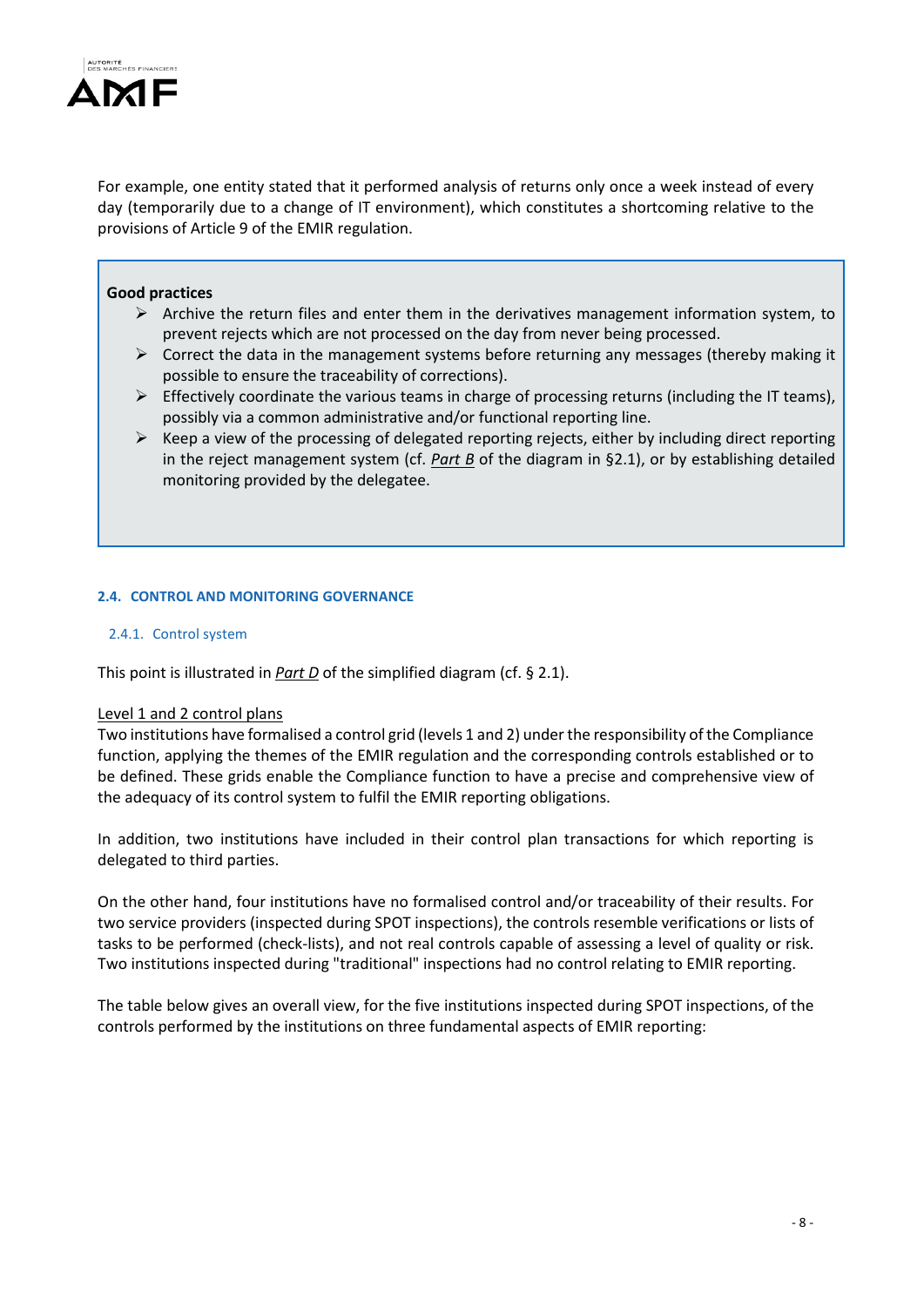For example, one entity stated that it performed analysis of returns only once a week instead of every day (temporarily due to a change of IT environment), which constitutes a shortcoming relative to the provisions of Article 9 of the EMIR regulation.

> **Good practices**
>
> - Archive the return files and enter them in the derivatives management information system, to prevent rejects which are not processed on the day from never being processed.
> - Correct the data in the management systems before returning any messages (thereby making it possible to ensure the traceability of corrections).
> - Effectively coordinate the various teams in charge of processing returns (including the IT teams), possibly via a common administrative and/or functional reporting line.
> - Keep a view of the processing of delegated reporting rejects, either by including direct reporting in the reject management system (cf. *Part B* of the diagram in §2.1), or by establishing detailed monitoring provided by the delegatee.

#### 2.4. CONTROL AND MONITORING GOVERNANCE

##### 2.4.1. Control system

This point is illustrated in *Part D* of the simplified diagram (cf. § 2.1).

Level 1 and 2 control plans

Two institutions have formalised a control grid (levels 1 and 2) under the responsibility of the Compliance function, applying the themes of the EMIR regulation and the corresponding controls established or to be defined. These grids enable the Compliance function to have a precise and comprehensive view of the adequacy of its control system to fulfil the EMIR reporting obligations.

In addition, two institutions have included in their control plan transactions for which reporting is delegated to third parties.

On the other hand, four institutions have no formalised control and/or traceability of their results. For two service providers (inspected during SPOT inspections), the controls resemble verifications or lists of tasks to be performed (check-lists), and not real controls capable of assessing a level of quality or risk. Two institutions inspected during "traditional" inspections had no control relating to EMIR reporting.

The table below gives an overall view, for the five institutions inspected during SPOT inspections, of the controls performed by the institutions on three fundamental aspects of EMIR reporting: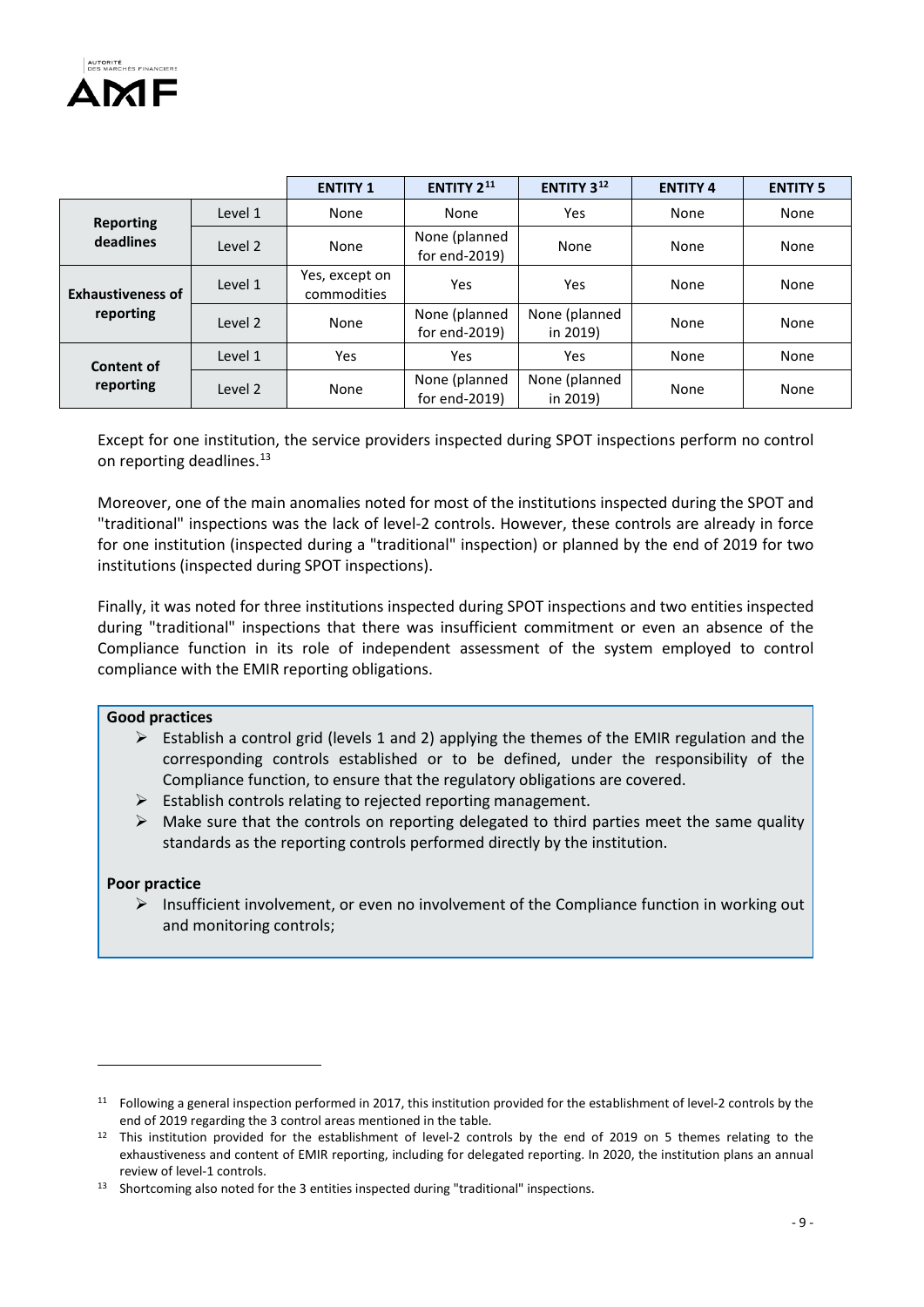| | | ENTITY 1 | ENTITY 2[11] | ENTITY 3[12] | ENTITY 4 | ENTITY 5 |
|---|---|---|---|---|---|---|
| **Reporting deadlines** | Level 1 | None | None | Yes | None | None |
| | Level 2 | None | None (planned for end-2019) | None | None | None |
| **Exhaustiveness of reporting** | Level 1 | Yes, except on commodities | Yes | Yes | None | None |
| | Level 2 | None | None (planned for end-2019) | None (planned in 2019) | None | None |
| **Content of reporting** | Level 1 | Yes | Yes | Yes | None | None |
| | Level 2 | None | None (planned for end-2019) | None (planned in 2019) | None | None |

Except for one institution, the service providers inspected during SPOT inspections perform no control on reporting deadlines.[13]

Moreover, one of the main anomalies noted for most of the institutions inspected during the SPOT and "traditional" inspections was the lack of level-2 controls. However, these controls are already in force for one institution (inspected during a "traditional" inspection) or planned by the end of 2019 for two institutions (inspected during SPOT inspections).

Finally, it was noted for three institutions inspected during SPOT inspections and two entities inspected during "traditional" inspections that there was insufficient commitment or even an absence of the Compliance function in its role of independent assessment of the system employed to control compliance with the EMIR reporting obligations.

**Good practices**

- Establish a control grid (levels 1 and 2) applying the themes of the EMIR regulation and the corresponding controls established or to be defined, under the responsibility of the Compliance function, to ensure that the regulatory obligations are covered.
- Establish controls relating to rejected reporting management.
- Make sure that the controls on reporting delegated to third parties meet the same quality standards as the reporting controls performed directly by the institution.

**Poor practice**

- Insufficient involvement, or even no involvement of the Compliance function in working out and monitoring controls;

[11] Following a general inspection performed in 2017, this institution provided for the establishment of level-2 controls by the end of 2019 regarding the 3 control areas mentioned in the table.

[12] This institution provided for the establishment of level-2 controls by the end of 2019 on 5 themes relating to the exhaustiveness and content of EMIR reporting, including for delegated reporting. In 2020, the institution plans an annual review of level-1 controls.

[13] Shortcoming also noted for the 3 entities inspected during "traditional" inspections.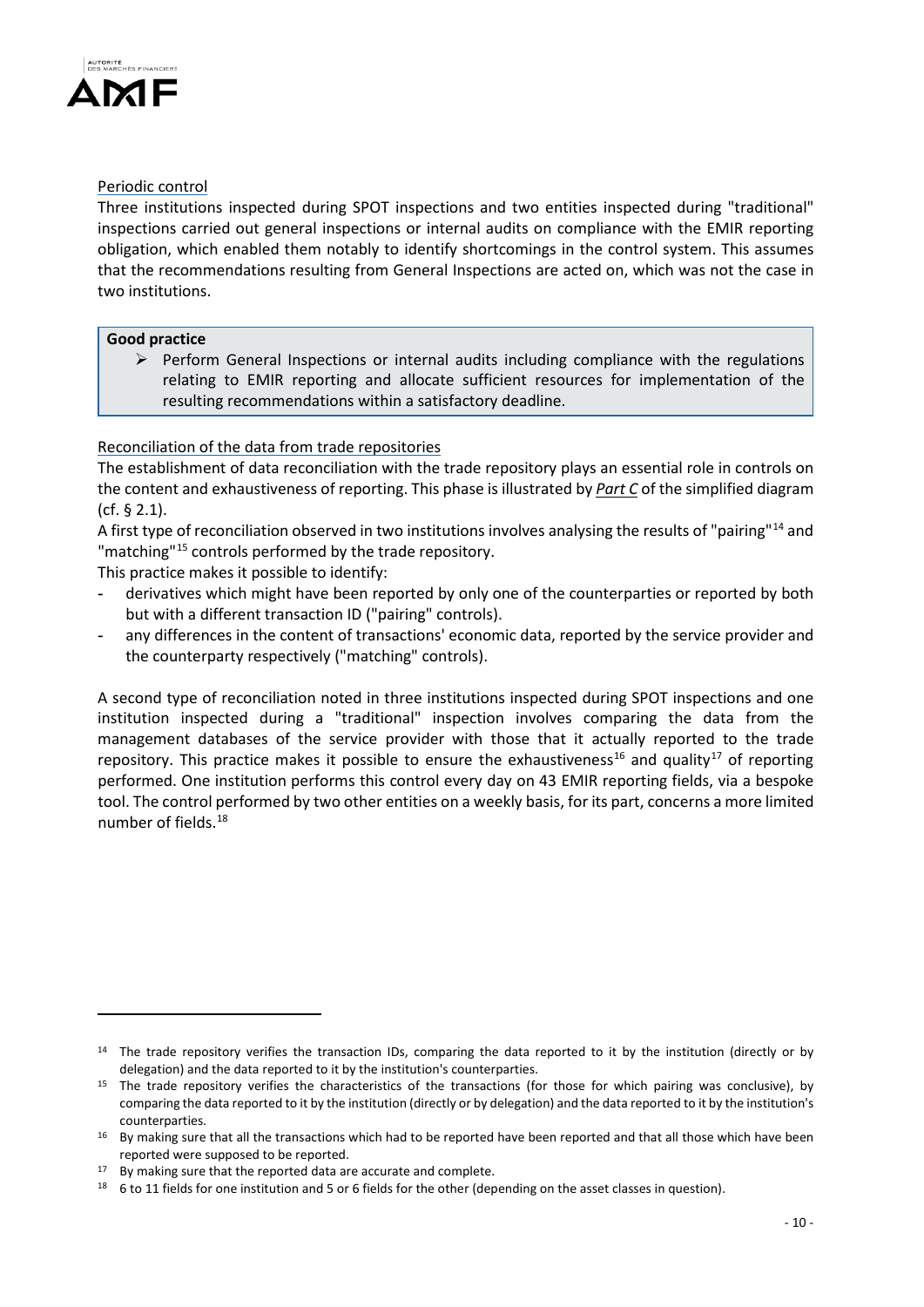Periodic control

Three institutions inspected during SPOT inspections and two entities inspected during "traditional" inspections carried out general inspections or internal audits on compliance with the EMIR reporting obligation, which enabled them notably to identify shortcomings in the control system. This assumes that the recommendations resulting from General Inspections are acted on, which was not the case in two institutions.

**Good practice**

- Perform General Inspections or internal audits including compliance with the regulations relating to EMIR reporting and allocate sufficient resources for implementation of the resulting recommendations within a satisfactory deadline.

Reconciliation of the data from trade repositories

The establishment of data reconciliation with the trade repository plays an essential role in controls on the content and exhaustiveness of reporting. This phase is illustrated by *Part C* of the simplified diagram (cf. § 2.1).

A first type of reconciliation observed in two institutions involves analysing the results of "pairing"[14] and "matching"[15] controls performed by the trade repository.

This practice makes it possible to identify:

- derivatives which might have been reported by only one of the counterparties or reported by both but with a different transaction ID ("pairing" controls).
- any differences in the content of transactions' economic data, reported by the service provider and the counterparty respectively ("matching" controls).

A second type of reconciliation noted in three institutions inspected during SPOT inspections and one institution inspected during a "traditional" inspection involves comparing the data from the management databases of the service provider with those that it actually reported to the trade repository. This practice makes it possible to ensure the exhaustiveness[16] and quality[17] of reporting performed. One institution performs this control every day on 43 EMIR reporting fields, via a bespoke tool. The control performed by two other entities on a weekly basis, for its part, concerns a more limited number of fields.[18]

---

[14] The trade repository verifies the transaction IDs, comparing the data reported to it by the institution (directly or by delegation) and the data reported to it by the institution's counterparties.

[15] The trade repository verifies the characteristics of the transactions (for those for which pairing was conclusive), by comparing the data reported to it by the institution (directly or by delegation) and the data reported to it by the institution's counterparties.

[16] By making sure that all the transactions which had to be reported have been reported and that all those which have been reported were supposed to be reported.

[17] By making sure that the reported data are accurate and complete.

[18] 6 to 11 fields for one institution and 5 or 6 fields for the other (depending on the asset classes in question).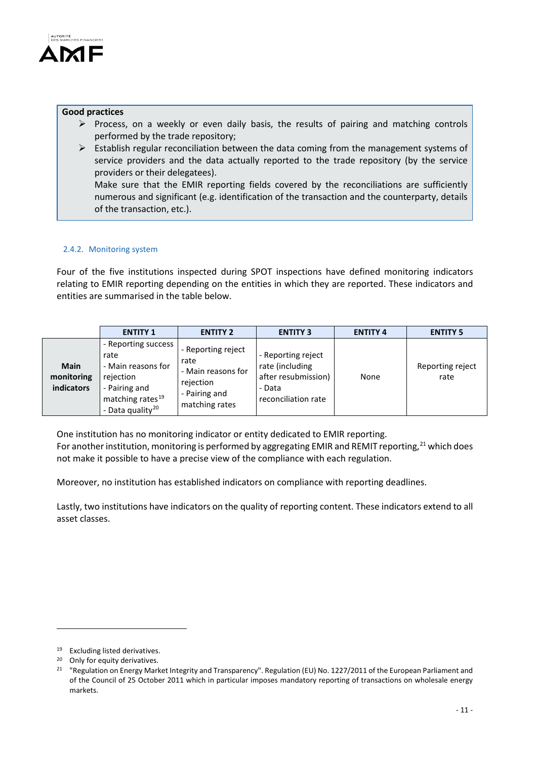**Good practices**

- Process, on a weekly or even daily basis, the results of pairing and matching controls performed by the trade repository;
- Establish regular reconciliation between the data coming from the management systems of service providers and the data actually reported to the trade repository (by the service providers or their delegatees).
  Make sure that the EMIR reporting fields covered by the reconciliations are sufficiently numerous and significant (e.g. identification of the transaction and the counterparty, details of the transaction, etc.).

### 2.4.2. Monitoring system

Four of the five institutions inspected during SPOT inspections have defined monitoring indicators relating to EMIR reporting depending on the entities in which they are reported. These indicators and entities are summarised in the table below.

| | ENTITY 1 | ENTITY 2 | ENTITY 3 | ENTITY 4 | ENTITY 5 |
|---|---|---|---|---|---|
| **Main monitoring indicators** | - Reporting success rate<br>- Main reasons for rejection<br>- Pairing and matching rates[19]<br>- Data quality[20] | - Reporting reject rate<br>- Main reasons for rejection<br>- Pairing and matching rates | - Reporting reject rate (including after resubmission)<br>- Data reconciliation rate | None | Reporting reject rate |

One institution has no monitoring indicator or entity dedicated to EMIR reporting.
For another institution, monitoring is performed by aggregating EMIR and REMIT reporting,[21] which does not make it possible to have a precise view of the compliance with each regulation.

Moreover, no institution has established indicators on compliance with reporting deadlines.

Lastly, two institutions have indicators on the quality of reporting content. These indicators extend to all asset classes.

---

[19] Excluding listed derivatives.

[20] Only for equity derivatives.

[21] "Regulation on Energy Market Integrity and Transparency". Regulation (EU) No. 1227/2011 of the European Parliament and of the Council of 25 October 2011 which in particular imposes mandatory reporting of transactions on wholesale energy markets.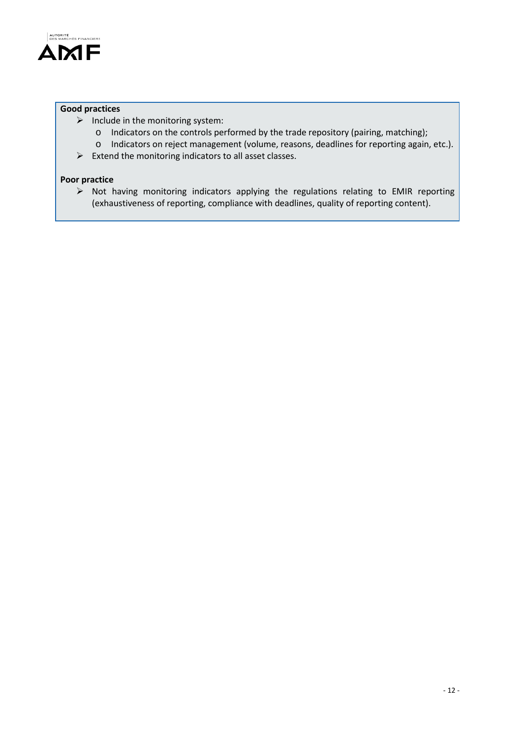**Good practices**

- Include in the monitoring system:
  - Indicators on the controls performed by the trade repository (pairing, matching);
  - Indicators on reject management (volume, reasons, deadlines for reporting again, etc.).
- Extend the monitoring indicators to all asset classes.

**Poor practice**

- Not having monitoring indicators applying the regulations relating to EMIR reporting (exhaustiveness of reporting, compliance with deadlines, quality of reporting content).